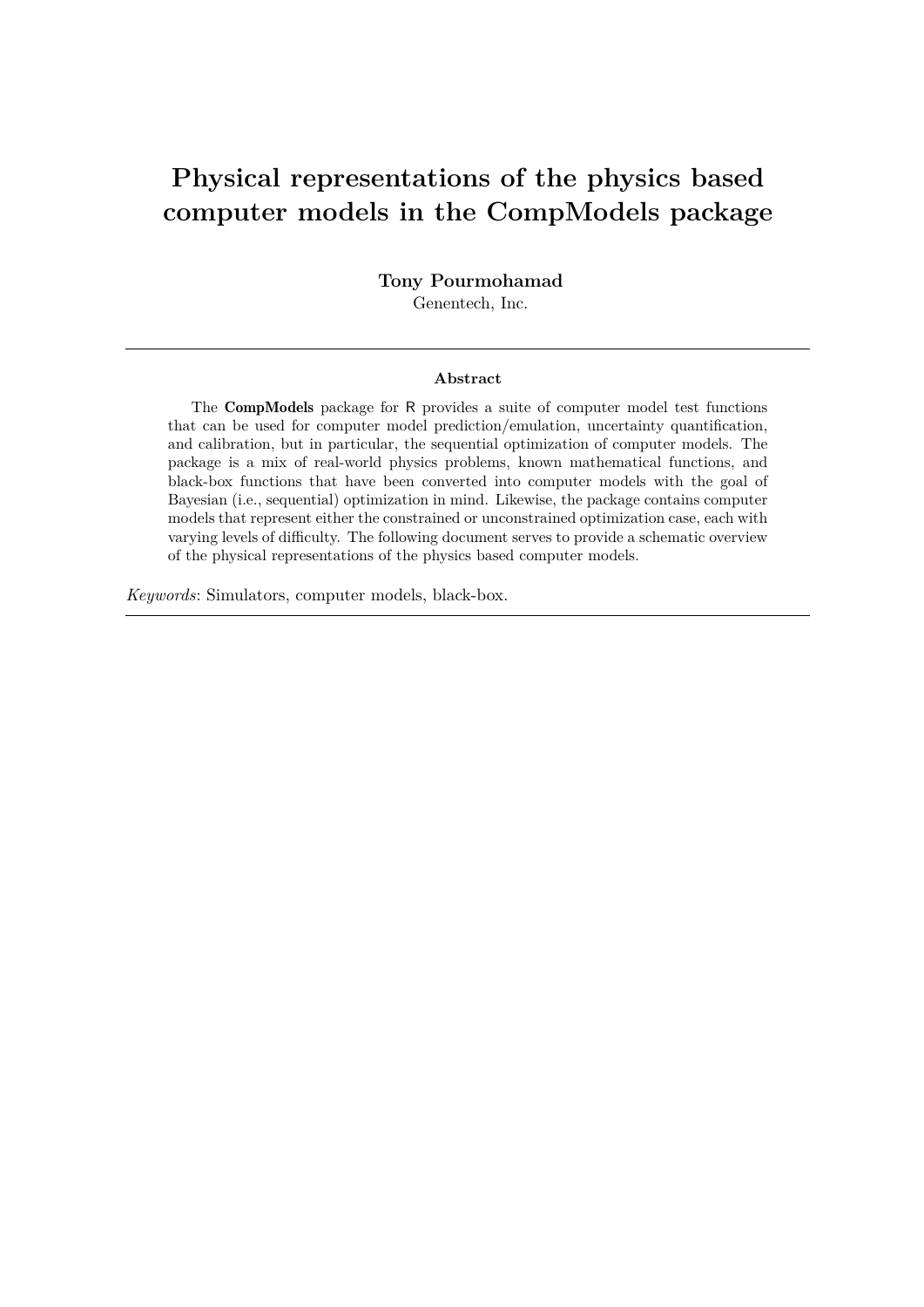# Physical representations of the physics based computer models in the CompModels package

**Tony Pourmohamad**
Genentech, Inc.

---

### Abstract

The **CompModels** package for R provides a suite of computer model test functions that can be used for computer model prediction/emulation, uncertainty quantification, and calibration, but in particular, the sequential optimization of computer models. The package is a mix of real-world physics problems, known mathematical functions, and black-box functions that have been converted into computer models with the goal of Bayesian (i.e., sequential) optimization in mind. Likewise, the package contains computer models that represent either the constrained or unconstrained optimization case, each with varying levels of difficulty. The following document serves to provide a schematic overview of the physical representations of the physics based computer models.

*Keywords*: Simulators, computer models, black-box.

---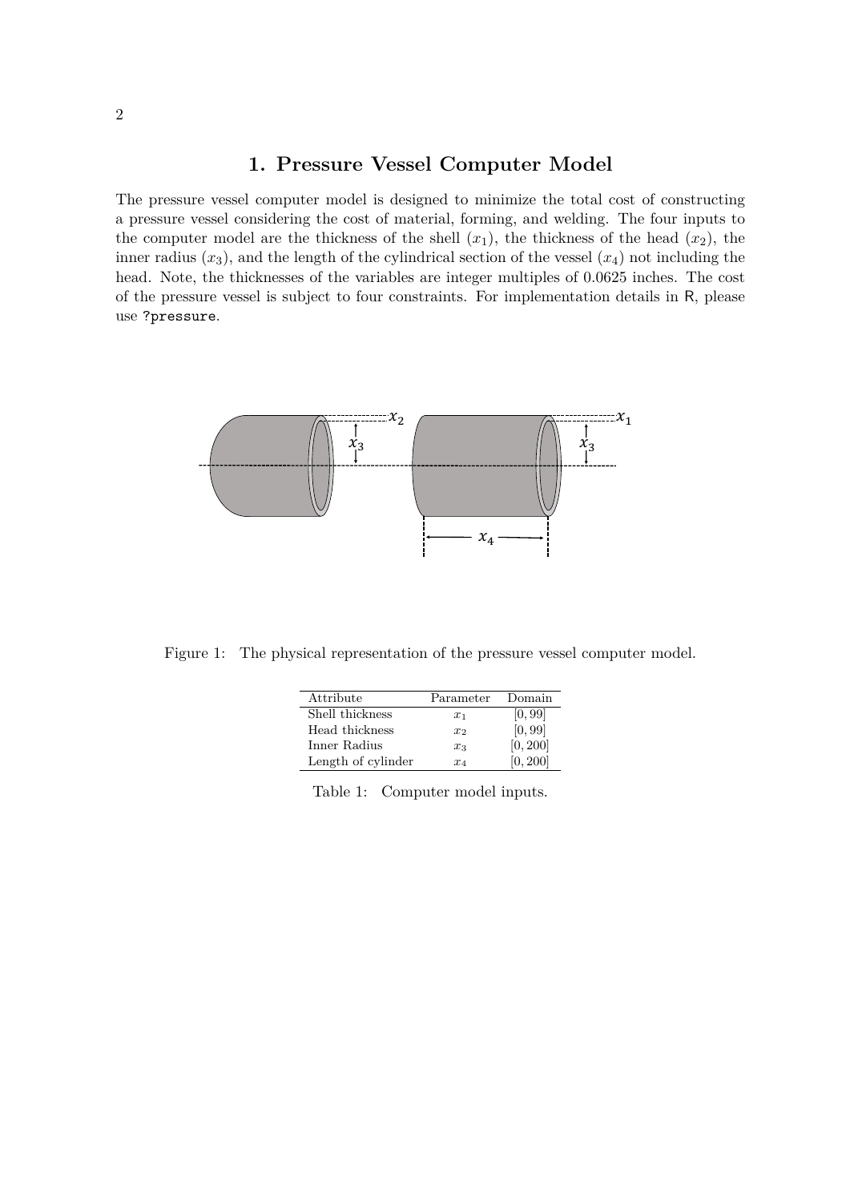## 1. Pressure Vessel Computer Model

The pressure vessel computer model is designed to minimize the total cost of constructing a pressure vessel considering the cost of material, forming, and welding. The four inputs to the computer model are the thickness of the shell ($x_1$), the thickness of the head ($x_2$), the inner radius ($x_3$), and the length of the cylindrical section of the vessel ($x_4$) not including the head. Note, the thicknesses of the variables are integer multiples of 0.0625 inches. The cost of the pressure vessel is subject to four constraints. For implementation details in R, please use `?pressure`.

Figure 1: The physical representation of the pressure vessel computer model.

| Attribute | Parameter | Domain |
|---|---|---|
| Shell thickness | $x_1$ | $[0, 99]$ |
| Head thickness | $x_2$ | $[0, 99]$ |
| Inner Radius | $x_3$ | $[0, 200]$ |
| Length of cylinder | $x_4$ | $[0, 200]$ |

Table 1: Computer model inputs.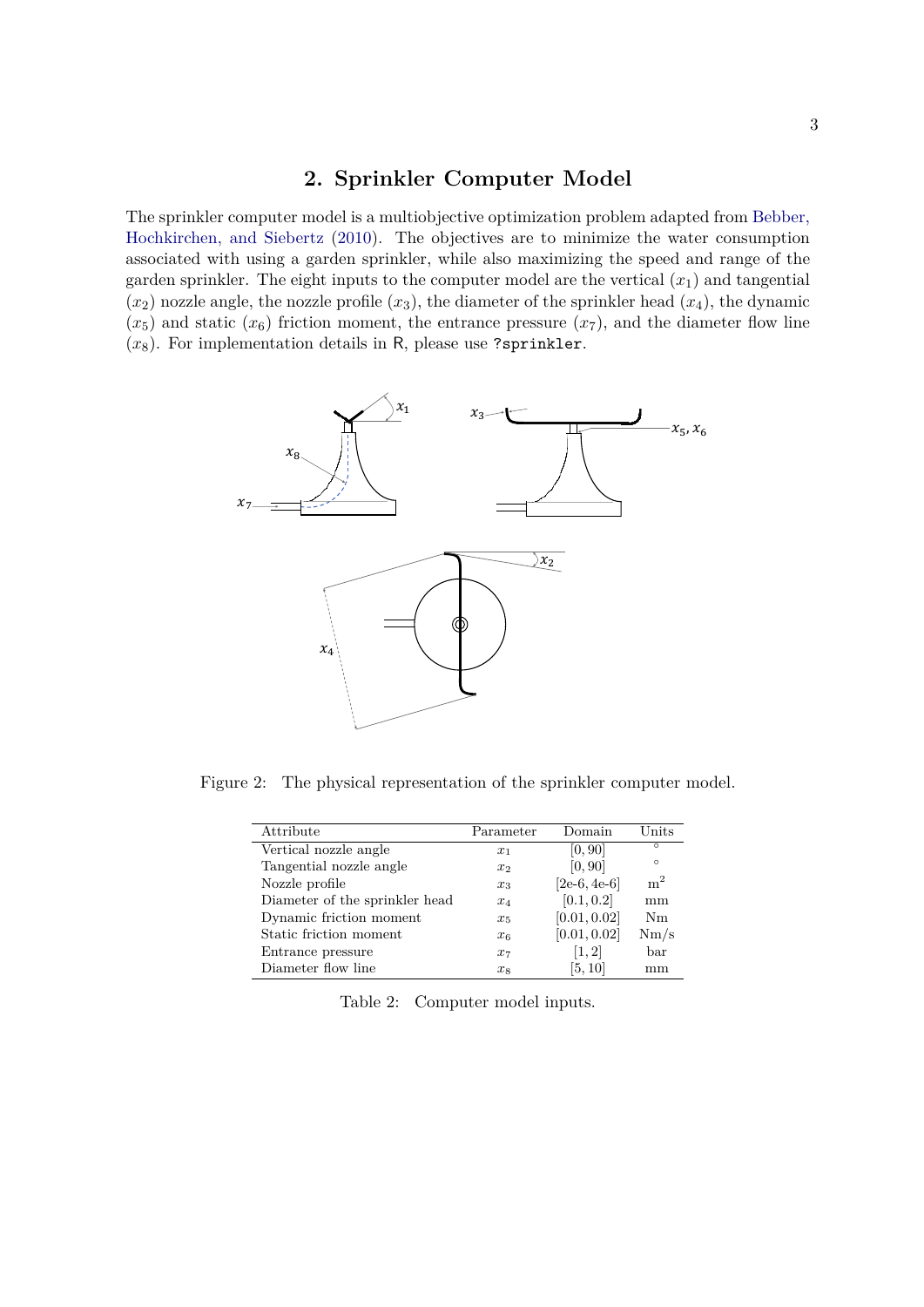## 2. Sprinkler Computer Model

The sprinkler computer model is a multiobjective optimization problem adapted from Bebber, Hochkirchen, and Siebertz (2010). The objectives are to minimize the water consumption associated with using a garden sprinkler, while also maximizing the speed and range of the garden sprinkler. The eight inputs to the computer model are the vertical ($x_1$) and tangential ($x_2$) nozzle angle, the nozzle profile ($x_3$), the diameter of the sprinkler head ($x_4$), the dynamic ($x_5$) and static ($x_6$) friction moment, the entrance pressure ($x_7$), and the diameter flow line ($x_8$). For implementation details in R, please use `?sprinkler`.

Figure 2: The physical representation of the sprinkler computer model.

| Attribute | Parameter | Domain | Units |
|---|---|---|---|
| Vertical nozzle angle | $x_1$ | $[0, 90]$ | $^\circ$ |
| Tangential nozzle angle | $x_2$ | $[0, 90]$ | $^\circ$ |
| Nozzle profile | $x_3$ | [2e-6, 4e-6] | $m^2$ |
| Diameter of the sprinkler head | $x_4$ | $[0.1, 0.2]$ | mm |
| Dynamic friction moment | $x_5$ | $[0.01, 0.02]$ | Nm |
| Static friction moment | $x_6$ | $[0.01, 0.02]$ | Nm/s |
| Entrance pressure | $x_7$ | $[1, 2]$ | bar |
| Diameter flow line | $x_8$ | $[5, 10]$ | mm |

Table 2: Computer model inputs.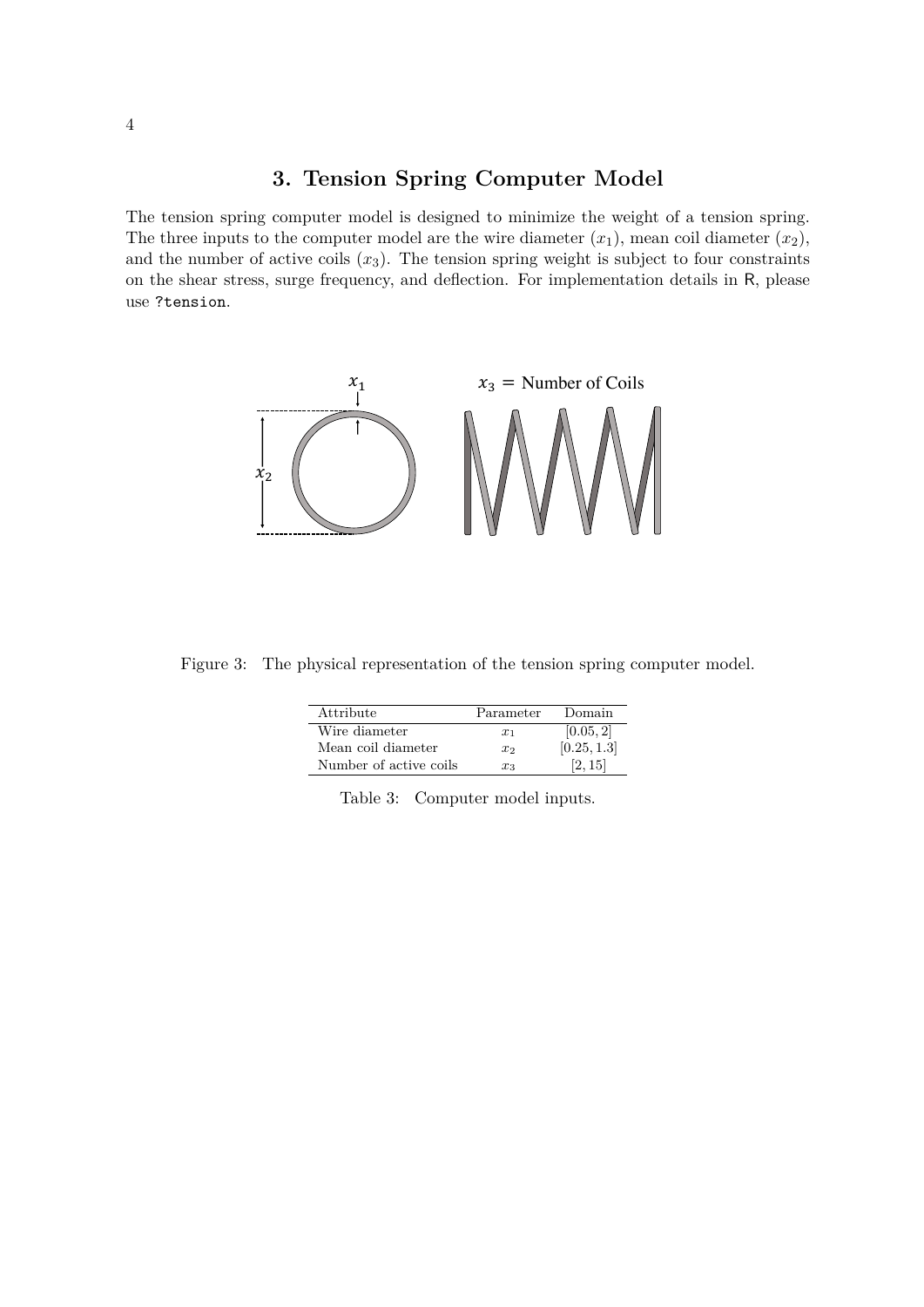## 3. Tension Spring Computer Model

The tension spring computer model is designed to minimize the weight of a tension spring. The three inputs to the computer model are the wire diameter ($x_1$), mean coil diameter ($x_2$), and the number of active coils ($x_3$). The tension spring weight is subject to four constraints on the shear stress, surge frequency, and deflection. For implementation details in R, please use `?tension`.

Figure 3: The physical representation of the tension spring computer model.

| Attribute | Parameter | Domain |
|---|---|---|
| Wire diameter | $x_1$ | $[0.05, 2]$ |
| Mean coil diameter | $x_2$ | $[0.25, 1.3]$ |
| Number of active coils | $x_3$ | $[2, 15]$ |

Table 3: Computer model inputs.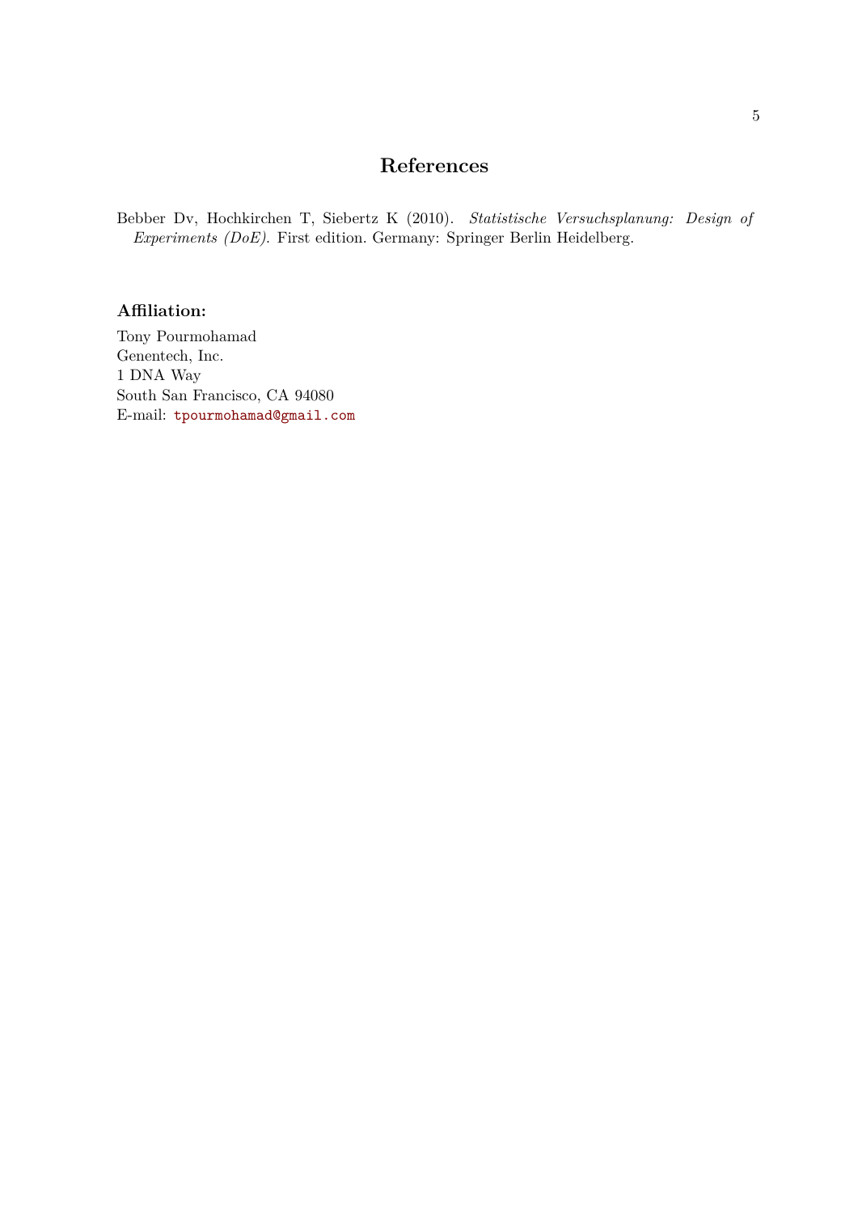# References

Bebber Dv, Hochkirchen T, Siebertz K (2010). *Statistische Versuchsplanung: Design of Experiments (DoE)*. First edition. Germany: Springer Berlin Heidelberg.

**Affiliation:**

Tony Pourmohamad
Genentech, Inc.
1 DNA Way
South San Francisco, CA 94080
E-mail: tpourmohamad@gmail.com